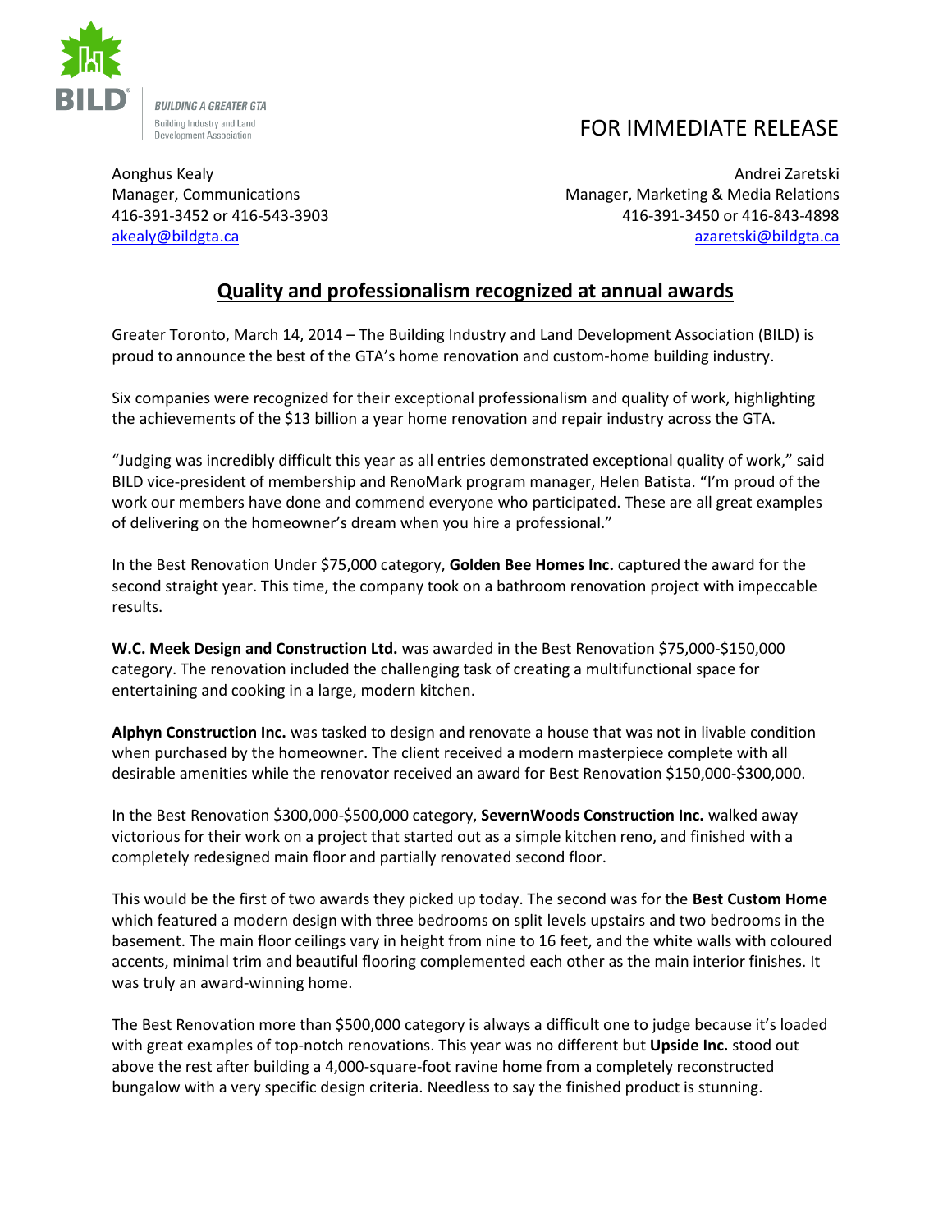BILD

BUILDING A GREATER GTA
Building Industry and Land Development Association

FOR IMMEDIATE RELEASE

Aonghus Kealy
Manager, Communications
416-391-3452 or 416-543-3903
akealy@bildgta.ca

Andrei Zaretski
Manager, Marketing & Media Relations
416-391-3450 or 416-843-4898
azaretski@bildgta.ca

## Quality and professionalism recognized at annual awards

Greater Toronto, March 14, 2014 – The Building Industry and Land Development Association (BILD) is proud to announce the best of the GTA's home renovation and custom-home building industry.

Six companies were recognized for their exceptional professionalism and quality of work, highlighting the achievements of the $13 billion a year home renovation and repair industry across the GTA.

"Judging was incredibly difficult this year as all entries demonstrated exceptional quality of work," said BILD vice-president of membership and RenoMark program manager, Helen Batista. "I'm proud of the work our members have done and commend everyone who participated. These are all great examples of delivering on the homeowner's dream when you hire a professional."

In the Best Renovation Under $75,000 category, **Golden Bee Homes Inc.** captured the award for the second straight year. This time, the company took on a bathroom renovation project with impeccable results.

**W.C. Meek Design and Construction Ltd.** was awarded in the Best Renovation $75,000-$150,000 category. The renovation included the challenging task of creating a multifunctional space for entertaining and cooking in a large, modern kitchen.

**Alphyn Construction Inc.** was tasked to design and renovate a house that was not in livable condition when purchased by the homeowner. The client received a modern masterpiece complete with all desirable amenities while the renovator received an award for Best Renovation $150,000-$300,000.

In the Best Renovation $300,000-$500,000 category, **SevernWoods Construction Inc.** walked away victorious for their work on a project that started out as a simple kitchen reno, and finished with a completely redesigned main floor and partially renovated second floor.

This would be the first of two awards they picked up today. The second was for the **Best Custom Home** which featured a modern design with three bedrooms on split levels upstairs and two bedrooms in the basement. The main floor ceilings vary in height from nine to 16 feet, and the white walls with coloured accents, minimal trim and beautiful flooring complemented each other as the main interior finishes. It was truly an award-winning home.

The Best Renovation more than $500,000 category is always a difficult one to judge because it's loaded with great examples of top-notch renovations. This year was no different but **Upside Inc.** stood out above the rest after building a 4,000-square-foot ravine home from a completely reconstructed bungalow with a very specific design criteria. Needless to say the finished product is stunning.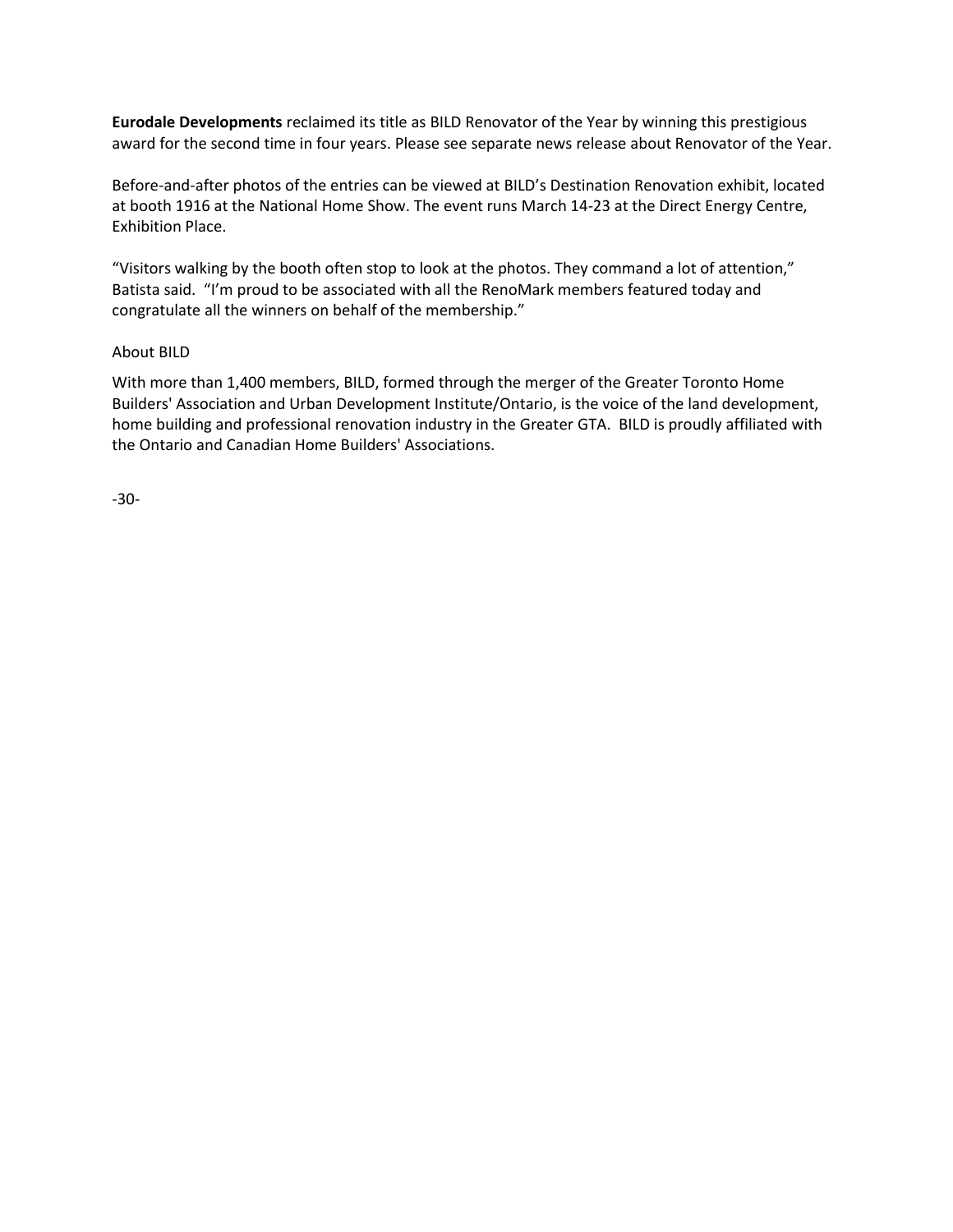**Eurodale Developments** reclaimed its title as BILD Renovator of the Year by winning this prestigious award for the second time in four years. Please see separate news release about Renovator of the Year.

Before-and-after photos of the entries can be viewed at BILD's Destination Renovation exhibit, located at booth 1916 at the National Home Show. The event runs March 14-23 at the Direct Energy Centre, Exhibition Place.

"Visitors walking by the booth often stop to look at the photos. They command a lot of attention," Batista said. "I'm proud to be associated with all the RenoMark members featured today and congratulate all the winners on behalf of the membership."

About BILD

With more than 1,400 members, BILD, formed through the merger of the Greater Toronto Home Builders' Association and Urban Development Institute/Ontario, is the voice of the land development, home building and professional renovation industry in the Greater GTA. BILD is proudly affiliated with the Ontario and Canadian Home Builders' Associations.

-30-